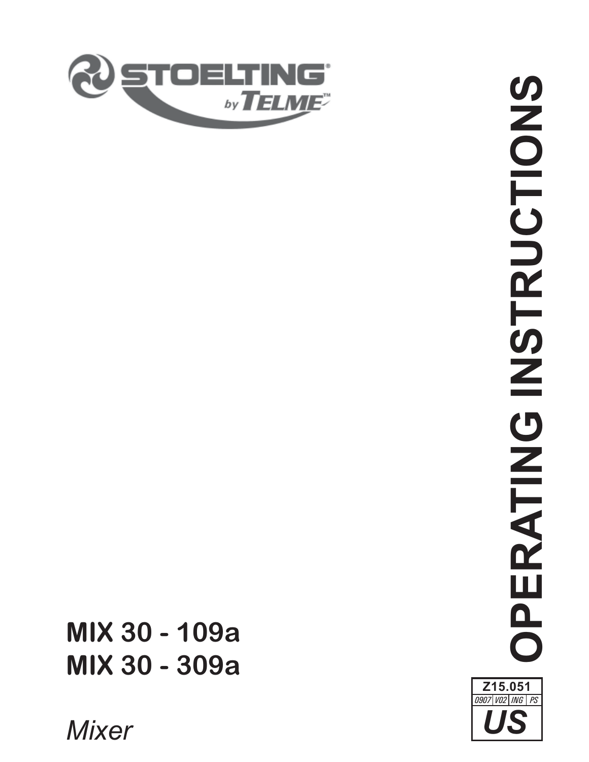STOELTING® by TELME™

# OPERATING INSTRUCTIONS

**MIX 30 - 109a**
**MIX 30 - 309a**

*Mixer*

Z15.051
0907 | V02 | ING | PS
**US**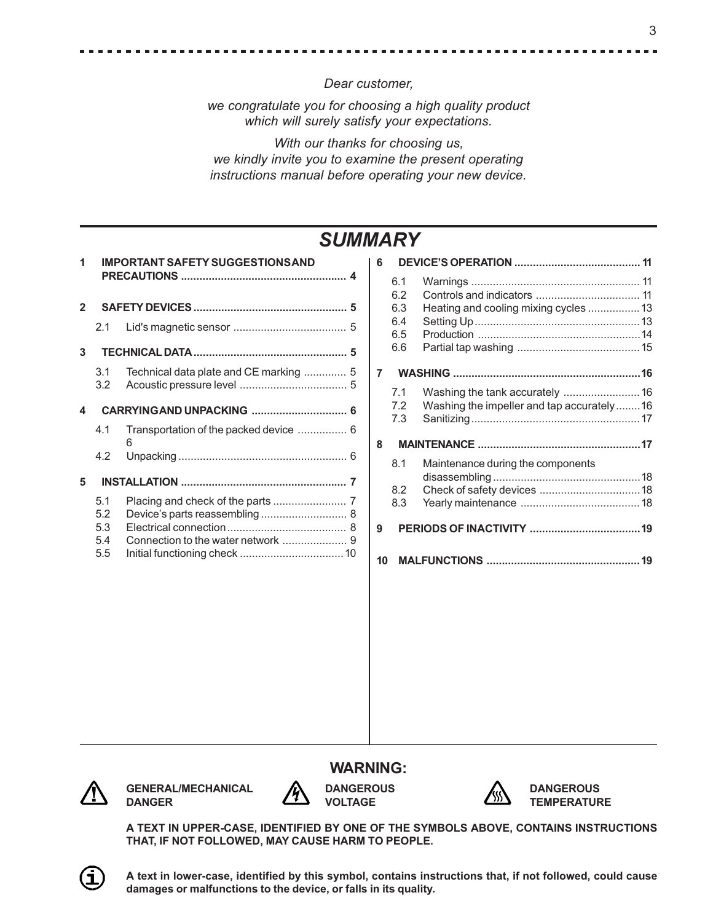*Dear customer,*

*we congratulate you for choosing a high quality product which will surely satisfy your expectations.*

*With our thanks for choosing us, we kindly invite you to examine the present operating instructions manual before operating your new device.*

# *SUMMARY*

**1 IMPORTANT SAFETY SUGGESTIONS AND PRECAUTIONS .................................................... 4**

**2 SAFETY DEVICES .................................................. 5**

- 2.1 Lid's magnetic sensor ..................................... 5

**3 TECHNICAL DATA .................................................. 5**

- 3.1 Technical data plate and CE marking .............. 5
- 3.2 Acoustic pressure level ................................... 5

**4 CARRYING AND UNPACKING ............................... 6**

- 4.1 Transportation of the packed device ................ 6
  6
- 4.2 Unpacking ....................................................... 6

**5 INSTALLATION ...................................................... 7**

- 5.1 Placing and check of the parts ........................ 7
- 5.2 Device's parts reassembling ............................ 8
- 5.3 Electrical connection ....................................... 8
- 5.4 Connection to the water network ..................... 9
- 5.5 Initial functioning check .................................. 10

**6 DEVICE'S OPERATION ......................................... 11**

- 6.1 Warnings ....................................................... 11
- 6.2 Controls and indicators .................................. 11
- 6.3 Heating and cooling mixing cycles ................. 13
- 6.4 Setting Up ...................................................... 13
- 6.5 Production ..................................................... 14
- 6.6 Partial tap washing ........................................ 15

**7 WASHING ............................................................. 16**

- 7.1 Washing the tank accurately ......................... 16
- 7.2 Washing the impeller and tap accurately ........ 16
- 7.3 Sanitizing ....................................................... 17

**8 MAINTENANCE ..................................................... 17**

- 8.1 Maintenance during the components disassembling ................................................ 18
- 8.2 Check of safety devices ................................. 18
- 8.3 Yearly maintenance ....................................... 18

**9 PERIODS OF INACTIVITY .................................... 19**

**10 MALFUNCTIONS .................................................. 19**

## WARNING:

**GENERAL/MECHANICAL DANGER** **DANGEROUS VOLTAGE** **DANGEROUS TEMPERATURE**

**A TEXT IN UPPER-CASE, IDENTIFIED BY ONE OF THE SYMBOLS ABOVE, CONTAINS INSTRUCTIONS THAT, IF NOT FOLLOWED, MAY CAUSE HARM TO PEOPLE.**

**A text in lower-case, identified by this symbol, contains instructions that, if not followed, could cause damages or malfunctions to the device, or falls in its quality.**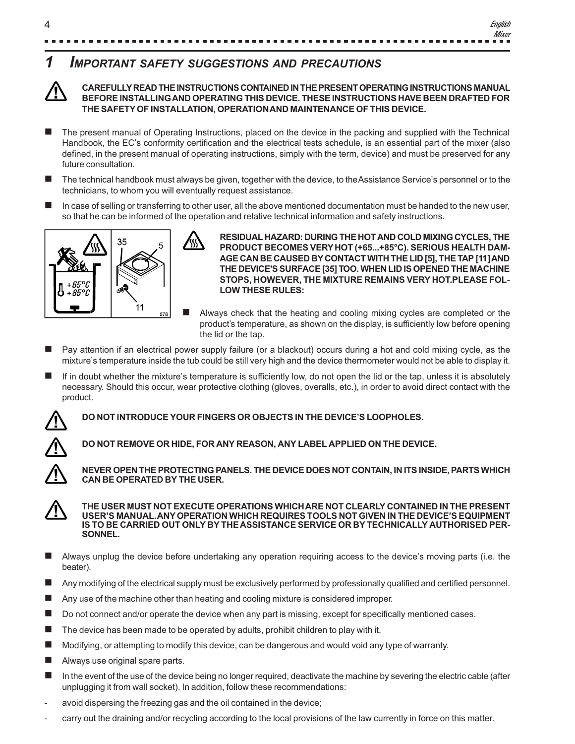# 1 IMPORTANT SAFETY SUGGESTIONS AND PRECAUTIONS

**CAREFULLY READ THE INSTRUCTIONS CONTAINED IN THE PRESENT OPERATING INSTRUCTIONS MANUAL BEFORE INSTALLING AND OPERATING THIS DEVICE. THESE INSTRUCTIONS HAVE BEEN DRAFTED FOR THE SAFETY OF INSTALLATION, OPERATION AND MAINTENANCE OF THIS DEVICE.**

- The present manual of Operating Instructions, placed on the device in the packing and supplied with the Technical Handbook, the EC's conformity certification and the electrical tests schedule, is an essential part of the mixer (also defined, in the present manual of operating instructions, simply with the term, device) and must be preserved for any future consultation.
- The technical handbook must always be given, together with the device, to the Assistance Service's personnel or to the technicians, to whom you will eventually request assistance.
- In case of selling or transferring to other user, all the above mentioned documentation must be handed to the new user, so that he can be informed of the operation and relative technical information and safety instructions.

**RESIDUAL HAZARD: DURING THE HOT AND COLD MIXING CYCLES, THE PRODUCT BECOMES VERY HOT (+65...+85°C). SERIOUS HEALTH DAMAGE CAN BE CAUSED BY CONTACT WITH THE LID [5], THE TAP [11] AND THE DEVICE'S SURFACE [35] TOO. WHEN LID IS OPENED THE MACHINE STOPS, HOWEVER, THE MIXTURE REMAINS VERY HOT. PLEASE FOLLOW THESE RULES:**

- Always check that the heating and cooling mixing cycles are completed or the product's temperature, as shown on the display, is sufficiently low before opening the lid or the tap.
- Pay attention if an electrical power supply failure (or a blackout) occurs during a hot and cold mixing cycle, as the mixture's temperature inside the tub could be still very high and the device thermometer would not be able to display it.
- If in doubt whether the mixture's temperature is sufficiently low, do not open the lid or the tap, unless it is absolutely necessary. Should this occur, wear protective clothing (gloves, overalls, etc.), in order to avoid direct contact with the product.

**DO NOT INTRODUCE YOUR FINGERS OR OBJECTS IN THE DEVICE'S LOOPHOLES.**

**DO NOT REMOVE OR HIDE, FOR ANY REASON, ANY LABEL APPLIED ON THE DEVICE.**

**NEVER OPEN THE PROTECTING PANELS. THE DEVICE DOES NOT CONTAIN, IN ITS INSIDE, PARTS WHICH CAN BE OPERATED BY THE USER.**

**THE USER MUST NOT EXECUTE OPERATIONS WHICH ARE NOT CLEARLY CONTAINED IN THE PRESENT USER'S MANUAL. ANY OPERATION WHICH REQUIRES TOOLS NOT GIVEN IN THE DEVICE'S EQUIPMENT IS TO BE CARRIED OUT ONLY BY THE ASSISTANCE SERVICE OR BY TECHNICALLY AUTHORISED PERSONNEL.**

- Always unplug the device before undertaking any operation requiring access to the device's moving parts (i.e. the beater).
- Any modifying of the electrical supply must be exclusively performed by professionally qualified and certified personnel.
- Any use of the machine other than heating and cooling mixture is considered improper.
- Do not connect and/or operate the device when any part is missing, except for specifically mentioned cases.
- The device has been made to be operated by adults, prohibit children to play with it.
- Modifying, or attempting to modify this device, can be dangerous and would void any type of warranty.
- Always use original spare parts.
- In the event of the use of the device being no longer required, deactivate the machine by severing the electric cable (after unplugging it from wall socket). In addition, follow these recommendations:

- avoid dispersing the freezing gas and the oil contained in the device;
- carry out the draining and/or recycling according to the local provisions of the law currently in force on this matter.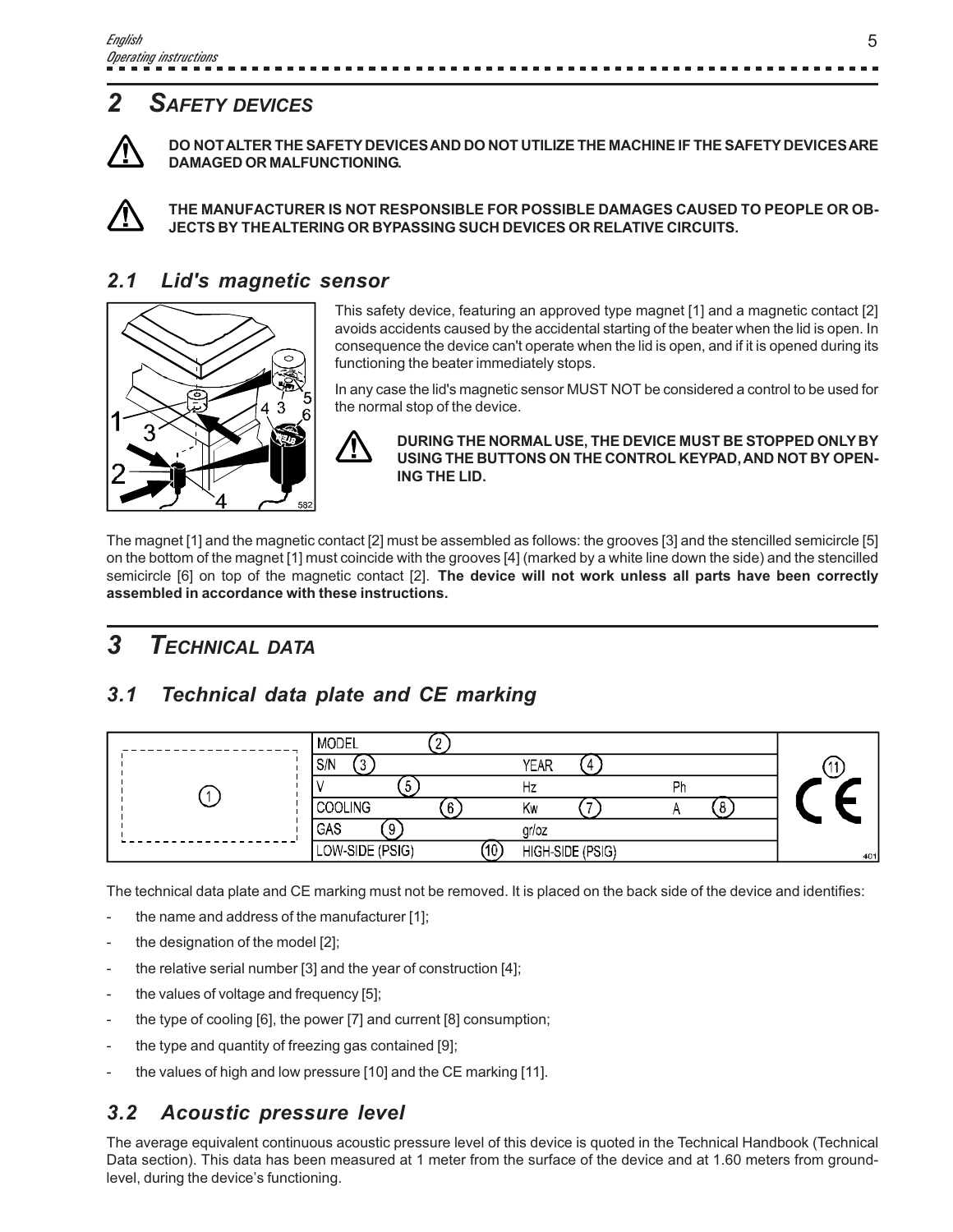## 2 SAFETY DEVICES

**DO NOT ALTER THE SAFETY DEVICES AND DO NOT UTILIZE THE MACHINE IF THE SAFETY DEVICES ARE DAMAGED OR MALFUNCTIONING.**

**THE MANUFACTURER IS NOT RESPONSIBLE FOR POSSIBLE DAMAGES CAUSED TO PEOPLE OR OBJECTS BY THE ALTERING OR BYPASSING SUCH DEVICES OR RELATIVE CIRCUITS.**

### 2.1 Lid's magnetic sensor

This safety device, featuring an approved type magnet [1] and a magnetic contact [2] avoids accidents caused by the accidental starting of the beater when the lid is open. In consequence the device can't operate when the lid is open, and if it is opened during its functioning the beater immediately stops.

In any case the lid's magnetic sensor MUST NOT be considered a control to be used for the normal stop of the device.

**DURING THE NORMAL USE, THE DEVICE MUST BE STOPPED ONLY BY USING THE BUTTONS ON THE CONTROL KEYPAD, AND NOT BY OPENING THE LID.**

The magnet [1] and the magnetic contact [2] must be assembled as follows: the grooves [3] and the stencilled semicircle [5] on the bottom of the magnet [1] must coincide with the grooves [4] (marked by a white line down the side) and the stencilled semicircle [6] on top of the magnetic contact [2]. **The device will not work unless all parts have been correctly assembled in accordance with these instructions.**

## 3 TECHNICAL DATA

### 3.1 Technical data plate and CE marking

| (1) | MODEL (2) | | | (11) CE |
|---|---|---|---|---|
| | S/N (3) | YEAR (4) | | |
| | V (5) | Hz | Ph | |
| | COOLING (6) | Kw (7) | A (8) | |
| | GAS (9) | gr/oz | | |
| | LOW-SIDE (PSIG) (10) | HIGH-SIDE (PSIG) | | |

The technical data plate and CE marking must not be removed. It is placed on the back side of the device and identifies:

- the name and address of the manufacturer [1];
- the designation of the model [2];
- the relative serial number [3] and the year of construction [4];
- the values of voltage and frequency [5];
- the type of cooling [6], the power [7] and current [8] consumption;
- the type and quantity of freezing gas contained [9];
- the values of high and low pressure [10] and the CE marking [11].

### 3.2 Acoustic pressure level

The average equivalent continuous acoustic pressure level of this device is quoted in the Technical Handbook (Technical Data section). This data has been measured at 1 meter from the surface of the device and at 1.60 meters from ground-level, during the device's functioning.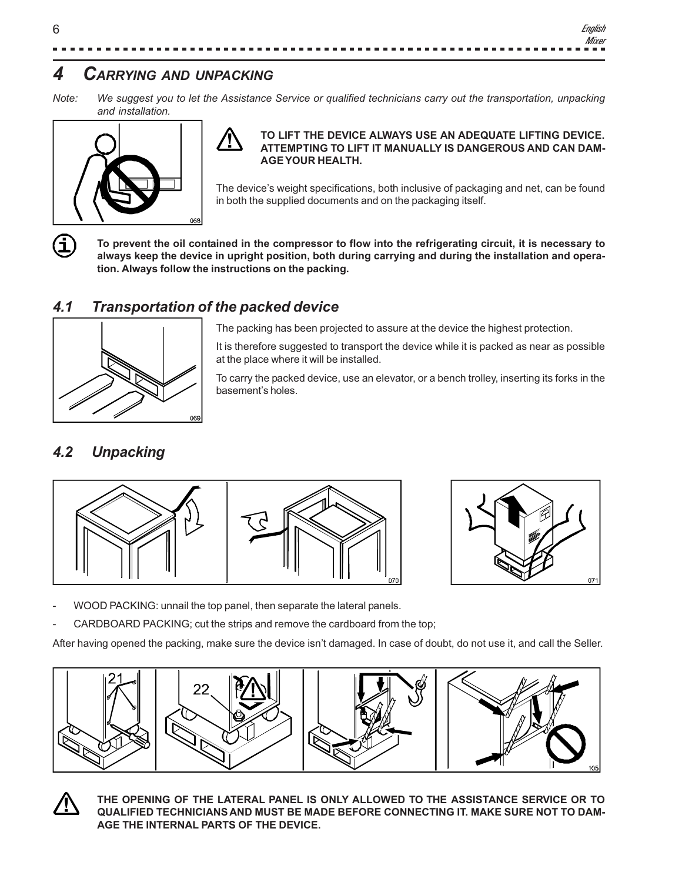# 4 CARRYING AND UNPACKING

*Note: We suggest you to let the Assistance Service or qualified technicians carry out the transportation, unpacking and installation.*

**TO LIFT THE DEVICE ALWAYS USE AN ADEQUATE LIFTING DEVICE. ATTEMPTING TO LIFT IT MANUALLY IS DANGEROUS AND CAN DAMAGE YOUR HEALTH.**

The device's weight specifications, both inclusive of packaging and net, can be found in both the supplied documents and on the packaging itself.

**To prevent the oil contained in the compressor to flow into the refrigerating circuit, it is necessary to always keep the device in upright position, both during carrying and during the installation and operation. Always follow the instructions on the packing.**

## 4.1 Transportation of the packed device

The packing has been projected to assure at the device the highest protection.

It is therefore suggested to transport the device while it is packed as near as possible at the place where it will be installed.

To carry the packed device, use an elevator, or a bench trolley, inserting its forks in the basement's holes.

## 4.2 Unpacking

- WOOD PACKING: unnail the top panel, then separate the lateral panels.
- CARDBOARD PACKING; cut the strips and remove the cardboard from the top;

After having opened the packing, make sure the device isn't damaged. In case of doubt, do not use it, and call the Seller.

**THE OPENING OF THE LATERAL PANEL IS ONLY ALLOWED TO THE ASSISTANCE SERVICE OR TO QUALIFIED TECHNICIANS AND MUST BE MADE BEFORE CONNECTING IT. MAKE SURE NOT TO DAMAGE THE INTERNAL PARTS OF THE DEVICE.**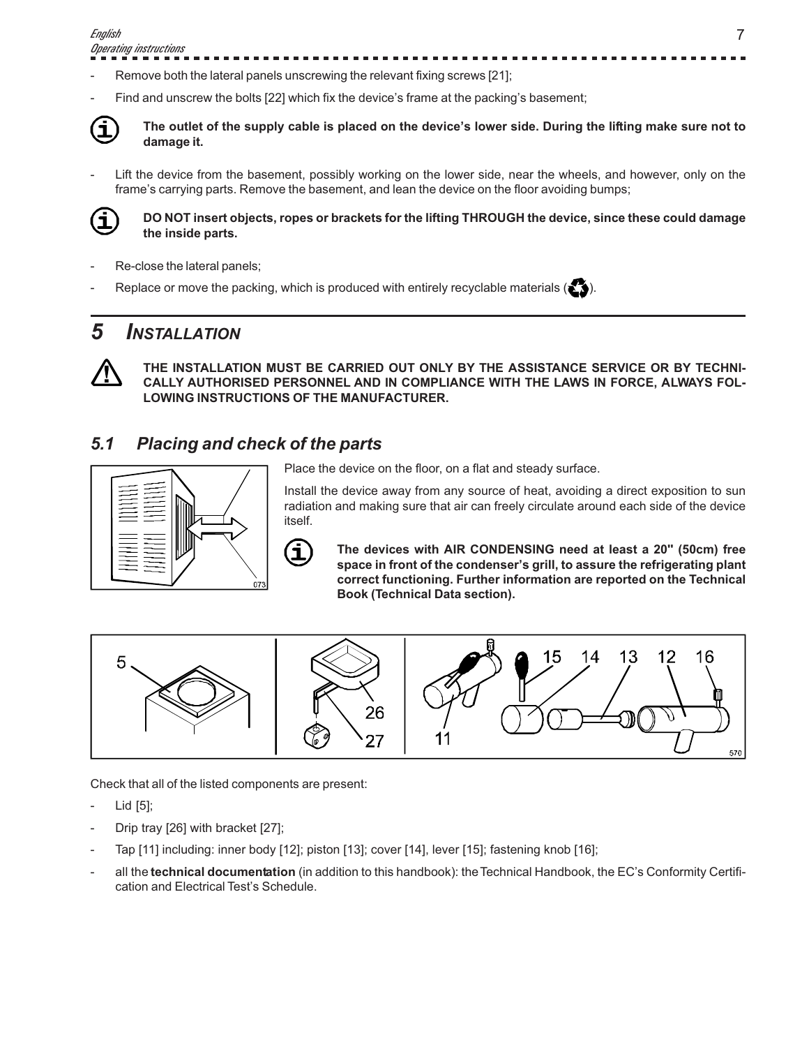- Remove both the lateral panels unscrewing the relevant fixing screws [21];
- Find and unscrew the bolts [22] which fix the device's frame at the packing's basement;

**The outlet of the supply cable is placed on the device's lower side. During the lifting make sure not to damage it.**

- Lift the device from the basement, possibly working on the lower side, near the wheels, and however, only on the frame's carrying parts. Remove the basement, and lean the device on the floor avoiding bumps;

**DO NOT insert objects, ropes or brackets for the lifting THROUGH the device, since these could damage the inside parts.**

- Re-close the lateral panels;
- Replace or move the packing, which is produced with entirely recyclable materials (♻).

# 5 INSTALLATION

**THE INSTALLATION MUST BE CARRIED OUT ONLY BY THE ASSISTANCE SERVICE OR BY TECHNICALLY AUTHORISED PERSONNEL AND IN COMPLIANCE WITH THE LAWS IN FORCE, ALWAYS FOLLOWING INSTRUCTIONS OF THE MANUFACTURER.**

## 5.1 Placing and check of the parts

Place the device on the floor, on a flat and steady surface.

Install the device away from any source of heat, avoiding a direct exposition to sun radiation and making sure that air can freely circulate around each side of the device itself.

**The devices with AIR CONDENSING need at least a 20" (50cm) free space in front of the condenser's grill, to assure the refrigerating plant correct functioning. Further information are reported on the Technical Book (Technical Data section).**

Check that all of the listed components are present:

- Lid [5];
- Drip tray [26] with bracket [27];
- Tap [11] including: inner body [12]; piston [13]; cover [14], lever [15]; fastening knob [16];
- all the **technical documentation** (in addition to this handbook): the Technical Handbook, the EC's Conformity Certification and Electrical Test's Schedule.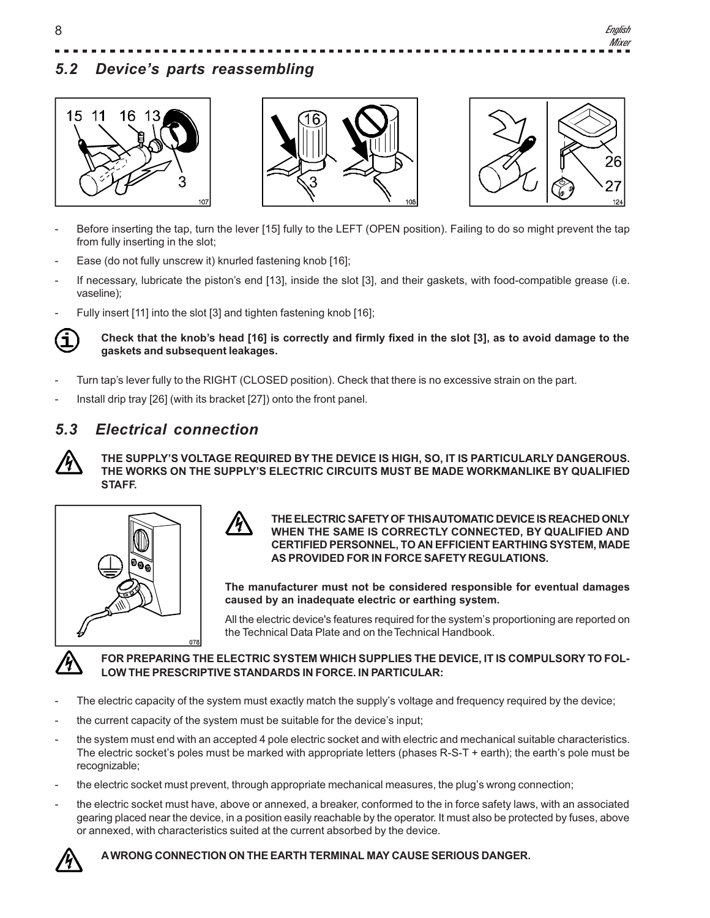## 5.2 Device's parts reassembling

- Before inserting the tap, turn the lever [15] fully to the LEFT (OPEN position). Failing to do so might prevent the tap from fully inserting in the slot;
- Ease (do not fully unscrew it) knurled fastening knob [16];
- If necessary, lubricate the piston's end [13], inside the slot [3], and their gaskets, with food-compatible grease (i.e. vaseline);
- Fully insert [11] into the slot [3] and tighten fastening knob [16];

**Check that the knob's head [16] is correctly and firmly fixed in the slot [3], as to avoid damage to the gaskets and subsequent leakages.**

- Turn tap's lever fully to the RIGHT (CLOSED position). Check that there is no excessive strain on the part.
- Install drip tray [26] (with its bracket [27]) onto the front panel.

## 5.3 Electrical connection

**THE SUPPLY'S VOLTAGE REQUIRED BY THE DEVICE IS HIGH, SO, IT IS PARTICULARLY DANGEROUS. THE WORKS ON THE SUPPLY'S ELECTRIC CIRCUITS MUST BE MADE WORKMANLIKE BY QUALIFIED STAFF.**

**THE ELECTRIC SAFETY OF THIS AUTOMATIC DEVICE IS REACHED ONLY WHEN THE SAME IS CORRECTLY CONNECTED, BY QUALIFIED AND CERTIFIED PERSONNEL, TO AN EFFICIENT EARTHING SYSTEM, MADE AS PROVIDED FOR IN FORCE SAFETY REGULATIONS.**

**The manufacturer must not be considered responsible for eventual damages caused by an inadequate electric or earthing system.**

All the electric device's features required for the system's proportioning are reported on the Technical Data Plate and on the Technical Handbook.

**FOR PREPARING THE ELECTRIC SYSTEM WHICH SUPPLIES THE DEVICE, IT IS COMPULSORY TO FOLLOW THE PRESCRIPTIVE STANDARDS IN FORCE. IN PARTICULAR:**

- The electric capacity of the system must exactly match the supply's voltage and frequency required by the device;
- the current capacity of the system must be suitable for the device's input;
- the system must end with an accepted 4 pole electric socket and with electric and mechanical suitable characteristics. The electric socket's poles must be marked with appropriate letters (phases R-S-T + earth); the earth's pole must be recognizable;
- the electric socket must prevent, through appropriate mechanical measures, the plug's wrong connection;
- the electric socket must have, above or annexed, a breaker, conformed to the in force safety laws, with an associated gearing placed near the device, in a position easily reachable by the operator. It must also be protected by fuses, above or annexed, with characteristics suited at the current absorbed by the device.

**A WRONG CONNECTION ON THE EARTH TERMINAL MAY CAUSE SERIOUS DANGER.**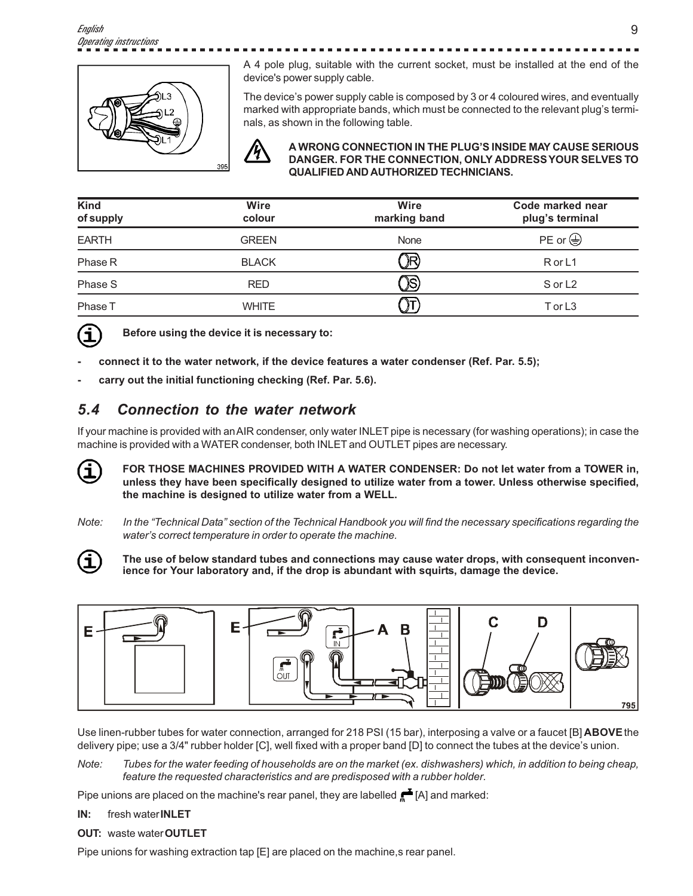A 4 pole plug, suitable with the current socket, must be installed at the end of the device's power supply cable.

The device's power supply cable is composed by 3 or 4 coloured wires, and eventually marked with appropriate bands, which must be connected to the relevant plug's terminals, as shown in the following table.

**A WRONG CONNECTION IN THE PLUG'S INSIDE MAY CAUSE SERIOUS DANGER. FOR THE CONNECTION, ONLY ADDRESS YOUR SELVES TO QUALIFIED AND AUTHORIZED TECHNICIANS.**

| Kind of supply | Wire colour | Wire marking band | Code marked near plug's terminal |
|---|---|---|---|
| EARTH | GREEN | None | PE or ⏚ |
| Phase R | BLACK | R | R or L1 |
| Phase S | RED | S | S or L2 |
| Phase T | WHITE | T | T or L3 |

**Before using the device it is necessary to:**

- **connect it to the water network, if the device features a water condenser (Ref. Par. 5.5);**
- **carry out the initial functioning checking (Ref. Par. 5.6).**

## *5.4 Connection to the water network*

If your machine is provided with an AIR condenser, only water INLET pipe is necessary (for washing operations); in case the machine is provided with a WATER condenser, both INLET and OUTLET pipes are necessary.

**FOR THOSE MACHINES PROVIDED WITH A WATER CONDENSER: Do not let water from a TOWER in, unless they have been specifically designed to utilize water from a tower. Unless otherwise specified, the machine is designed to utilize water from a WELL.**

*Note: In the "Technical Data" section of the Technical Handbook you will find the necessary specifications regarding the water's correct temperature in order to operate the machine.*

**The use of below standard tubes and connections may cause water drops, with consequent inconvenience for Your laboratory and, if the drop is abundant with squirts, damage the device.**

Use linen-rubber tubes for water connection, arranged for 218 PSI (15 bar), interposing a valve or a faucet [B] **ABOVE** the delivery pipe; use a 3/4" rubber holder [C], well fixed with a proper band [D] to connect the tubes at the device's union.

*Note: Tubes for the water feeding of households are on the market (ex. dishwashers) which, in addition to being cheap, feature the requested characteristics and are predisposed with a rubber holder.*

Pipe unions are placed on the machine's rear panel, they are labelled [A] and marked:

**IN:** fresh water **INLET**

**OUT:** waste water **OUTLET**

Pipe unions for washing extraction tap [E] are placed on the machine,s rear panel.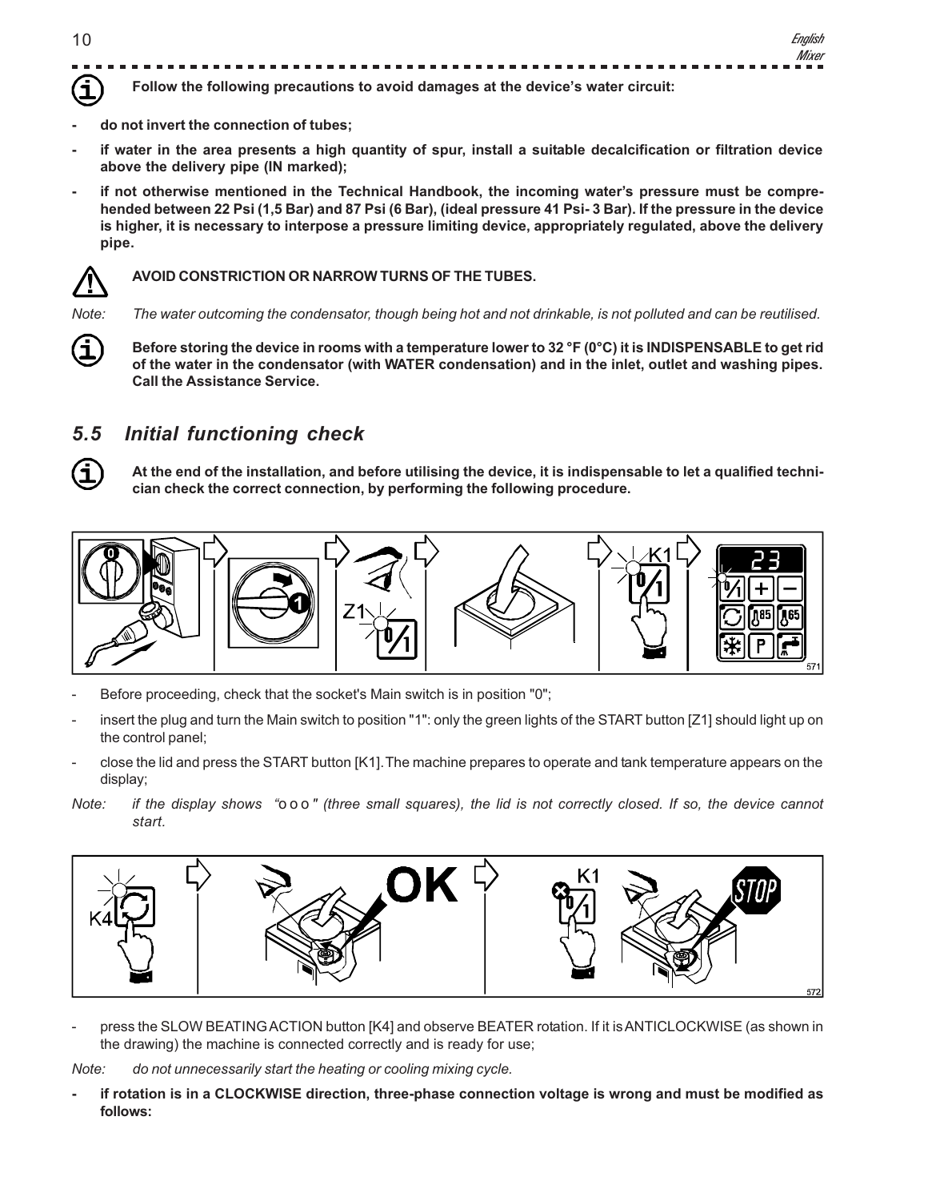**Follow the following precautions to avoid damages at the device's water circuit:**

- **do not invert the connection of tubes;**
- **if water in the area presents a high quantity of spur, install a suitable decalcification or filtration device above the delivery pipe (IN marked);**
- **if not otherwise mentioned in the Technical Handbook, the incoming water's pressure must be comprehended between 22 Psi (1,5 Bar) and 87 Psi (6 Bar), (ideal pressure 41 Psi- 3 Bar). If the pressure in the device is higher, it is necessary to interpose a pressure limiting device, appropriately regulated, above the delivery pipe.**

**AVOID CONSTRICTION OR NARROW TURNS OF THE TUBES.**

*Note: The water outcoming the condensator, though being hot and not drinkable, is not polluted and can be reutilised.*

**Before storing the device in rooms with a temperature lower to 32 °F (0°C) it is INDISPENSABLE to get rid of the water in the condensator (with WATER condensation) and in the inlet, outlet and washing pipes. Call the Assistance Service.**

## *5.5 Initial functioning check*

**At the end of the installation, and before utilising the device, it is indispensable to let a qualified technician check the correct connection, by performing the following procedure.**

- Before proceeding, check that the socket's Main switch is in position "0";
- insert the plug and turn the Main switch to position "1": only the green lights of the START button [Z1] should light up on the control panel;
- close the lid and press the START button [K1]. The machine prepares to operate and tank temperature appears on the display;

*Note: if the display shows "o o o" (three small squares), the lid is not correctly closed. If so, the device cannot start.*

- press the SLOW BEATING ACTION button [K4] and observe BEATER rotation. If it is ANTICLOCKWISE (as shown in the drawing) the machine is connected correctly and is ready for use;

*Note: do not unnecessarily start the heating or cooling mixing cycle.*

- **if rotation is in a CLOCKWISE direction, three-phase connection voltage is wrong and must be modified as follows:**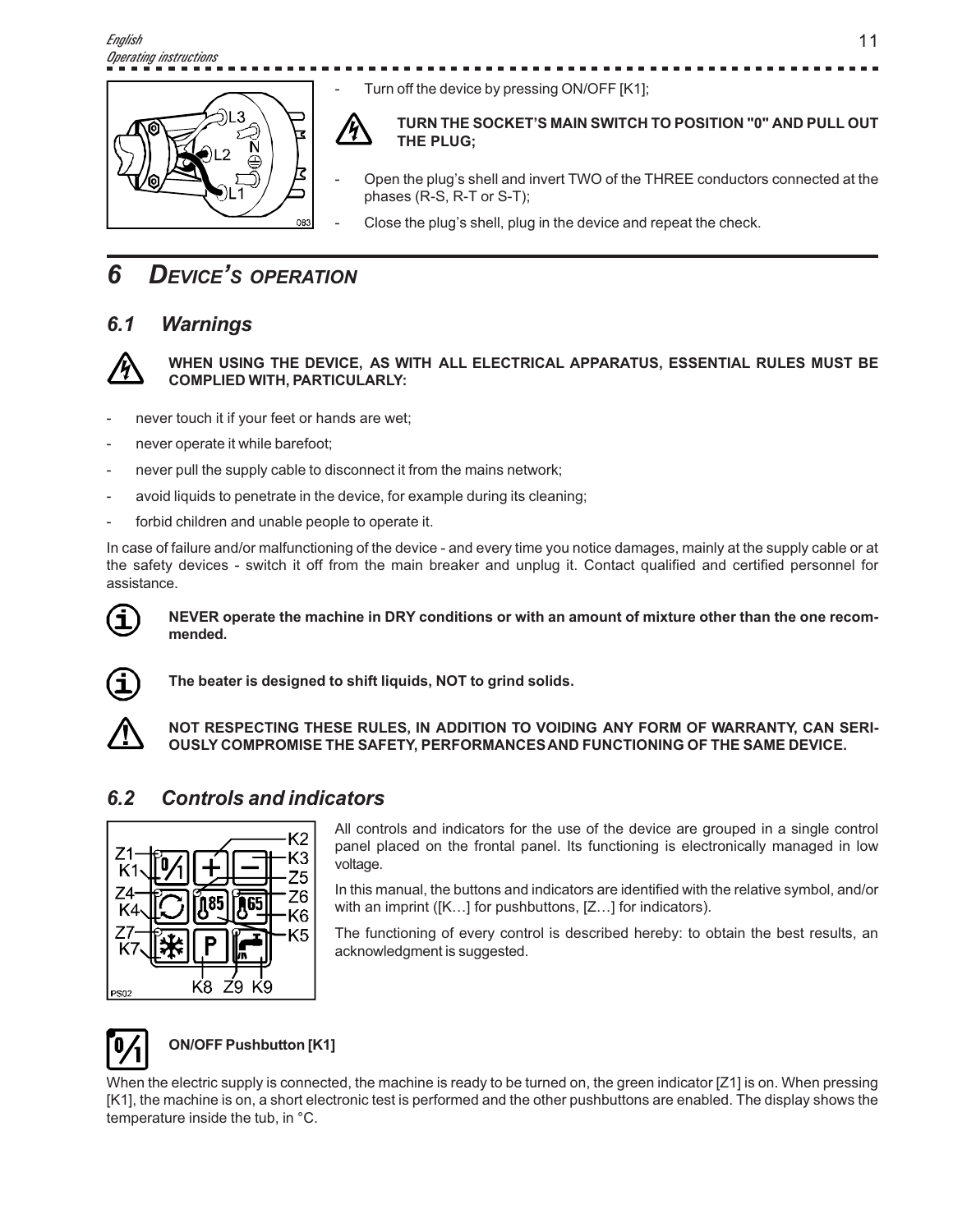- Turn off the device by pressing ON/OFF [K1];

**TURN THE SOCKET'S MAIN SWITCH TO POSITION "0" AND PULL OUT THE PLUG;**

- Open the plug's shell and invert TWO of the THREE conductors connected at the phases (R-S, R-T or S-T);
- Close the plug's shell, plug in the device and repeat the check.

# 6 DEVICE'S OPERATION

## 6.1 Warnings

**WHEN USING THE DEVICE, AS WITH ALL ELECTRICAL APPARATUS, ESSENTIAL RULES MUST BE COMPLIED WITH, PARTICULARLY:**

- never touch it if your feet or hands are wet;
- never operate it while barefoot;
- never pull the supply cable to disconnect it from the mains network;
- avoid liquids to penetrate in the device, for example during its cleaning;
- forbid children and unable people to operate it.

In case of failure and/or malfunctioning of the device - and every time you notice damages, mainly at the supply cable or at the safety devices - switch it off from the main breaker and unplug it. Contact qualified and certified personnel for assistance.

**NEVER operate the machine in DRY conditions or with an amount of mixture other than the one recommended.**

**The beater is designed to shift liquids, NOT to grind solids.**

**NOT RESPECTING THESE RULES, IN ADDITION TO VOIDING ANY FORM OF WARRANTY, CAN SERIOUSLY COMPROMISE THE SAFETY, PERFORMANCES AND FUNCTIONING OF THE SAME DEVICE.**

## 6.2 Controls and indicators

All controls and indicators for the use of the device are grouped in a single control panel placed on the frontal panel. Its functioning is electronically managed in low voltage.

In this manual, the buttons and indicators are identified with the relative symbol, and/or with an imprint ([K…] for pushbuttons, [Z…] for indicators).

The functioning of every control is described hereby: to obtain the best results, an acknowledgment is suggested.

**ON/OFF Pushbutton [K1]**

When the electric supply is connected, the machine is ready to be turned on, the green indicator [Z1] is on. When pressing [K1], the machine is on, a short electronic test is performed and the other pushbuttons are enabled. The display shows the temperature inside the tub, in °C.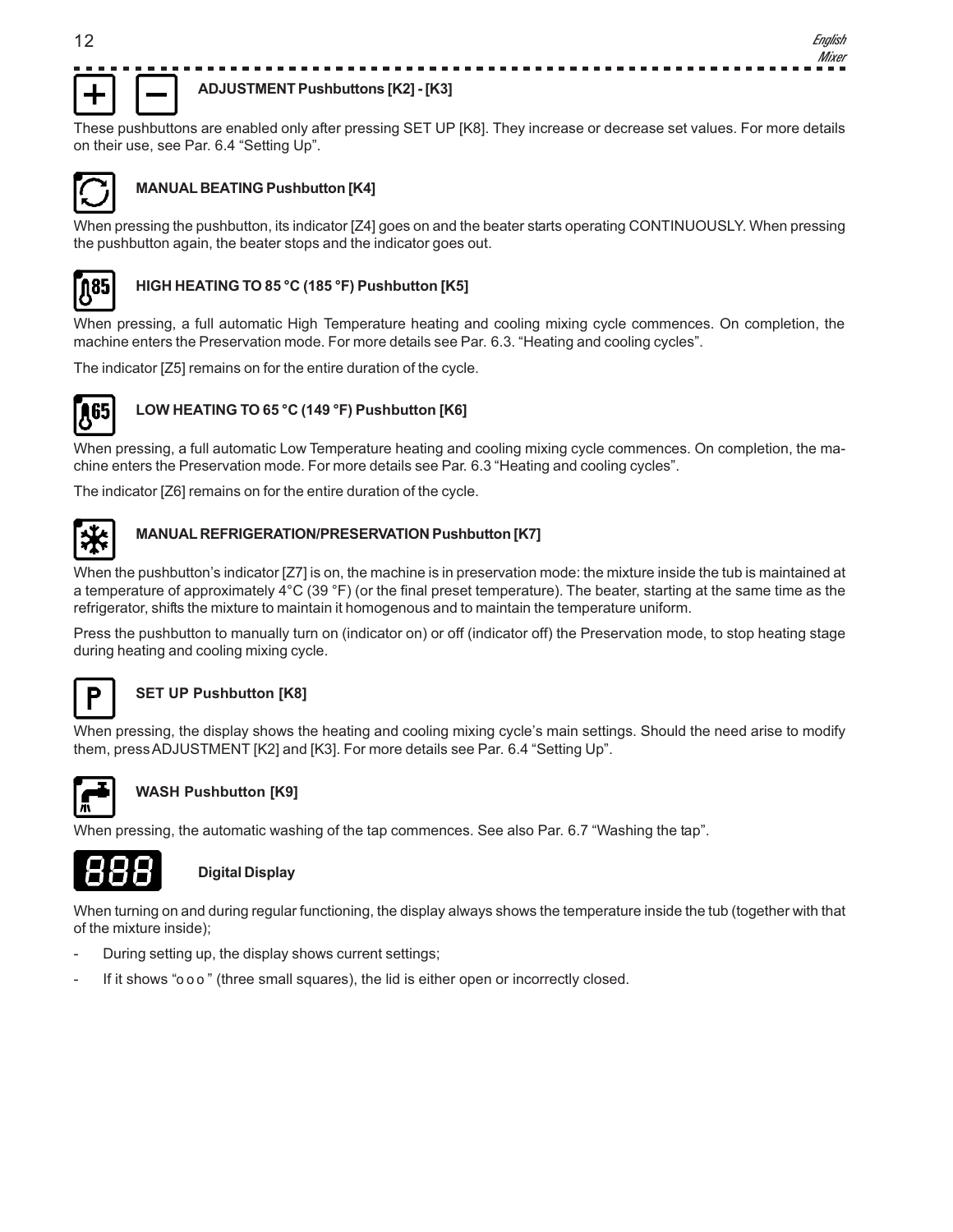### ADJUSTMENT Pushbuttons [K2] - [K3]

These pushbuttons are enabled only after pressing SET UP [K8]. They increase or decrease set values. For more details on their use, see Par. 6.4 “Setting Up”.

### MANUAL BEATING Pushbutton [K4]

When pressing the pushbutton, its indicator [Z4] goes on and the beater starts operating CONTINUOUSLY. When pressing the pushbutton again, the beater stops and the indicator goes out.

### HIGH HEATING TO 85 °C (185 °F) Pushbutton [K5]

When pressing, a full automatic High Temperature heating and cooling mixing cycle commences. On completion, the machine enters the Preservation mode. For more details see Par. 6.3. “Heating and cooling cycles”.

The indicator [Z5] remains on for the entire duration of the cycle.

### LOW HEATING TO 65 °C (149 °F) Pushbutton [K6]

When pressing, a full automatic Low Temperature heating and cooling mixing cycle commences. On completion, the machine enters the Preservation mode. For more details see Par. 6.3 “Heating and cooling cycles”.

The indicator [Z6] remains on for the entire duration of the cycle.

### MANUAL REFRIGERATION/PRESERVATION Pushbutton [K7]

When the pushbutton’s indicator [Z7] is on, the machine is in preservation mode: the mixture inside the tub is maintained at a temperature of approximately 4°C (39 °F) (or the final preset temperature). The beater, starting at the same time as the refrigerator, shifts the mixture to maintain it homogenous and to maintain the temperature uniform.

Press the pushbutton to manually turn on (indicator on) or off (indicator off) the Preservation mode, to stop heating stage during heating and cooling mixing cycle.

### SET UP Pushbutton [K8]

When pressing, the display shows the heating and cooling mixing cycle’s main settings. Should the need arise to modify them, press ADJUSTMENT [K2] and [K3]. For more details see Par. 6.4 “Setting Up”.

### WASH Pushbutton [K9]

When pressing, the automatic washing of the tap commences. See also Par. 6.7 “Washing the tap”.

### Digital Display

When turning on and during regular functioning, the display always shows the temperature inside the tub (together with that of the mixture inside);

- During setting up, the display shows current settings;
- If it shows “o o o ” (three small squares), the lid is either open or incorrectly closed.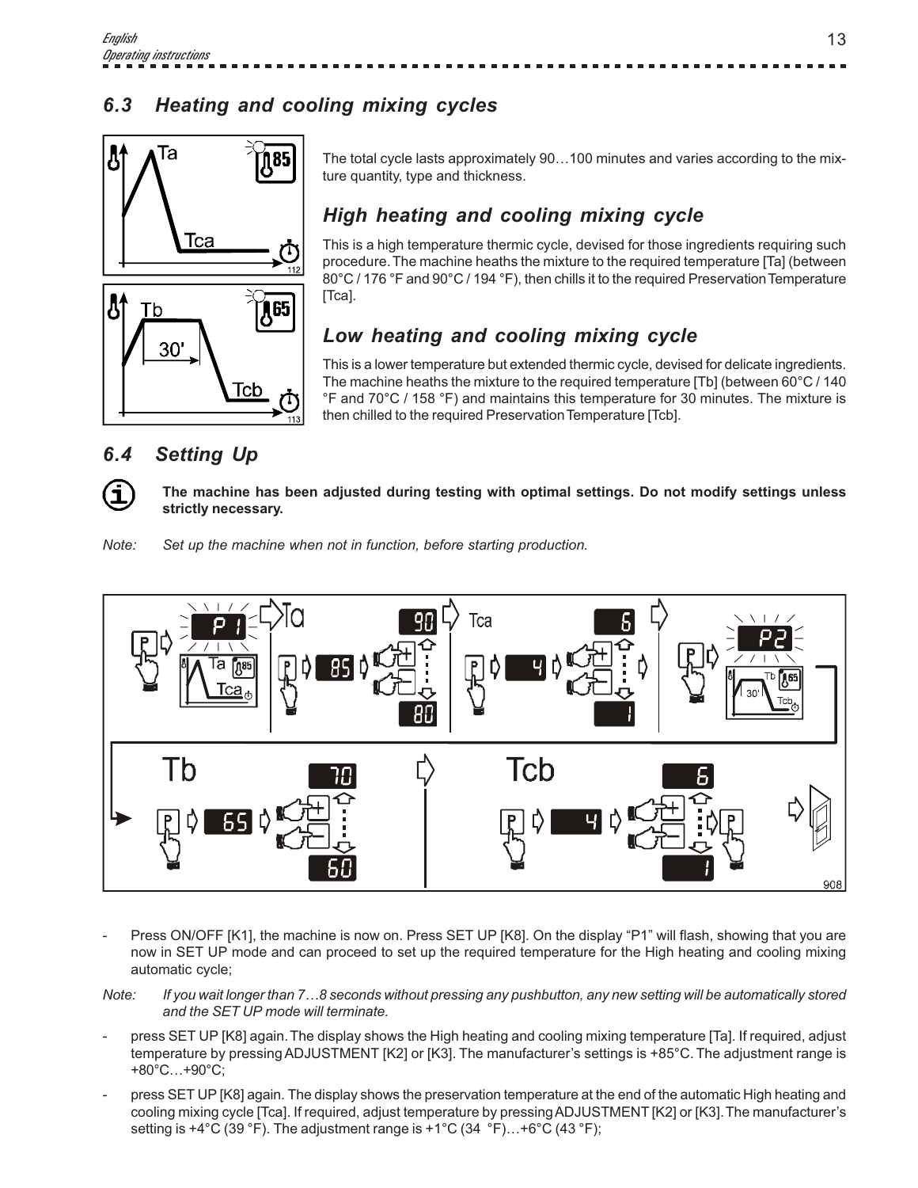## 6.3 Heating and cooling mixing cycles

The total cycle lasts approximately 90…100 minutes and varies according to the mixture quantity, type and thickness.

### High heating and cooling mixing cycle

This is a high temperature thermic cycle, devised for those ingredients requiring such procedure. The machine heaths the mixture to the required temperature [Ta] (between 80°C / 176 °F and 90°C / 194 °F), then chills it to the required Preservation Temperature [Tca].

### Low heating and cooling mixing cycle

This is a lower temperature but extended thermic cycle, devised for delicate ingredients. The machine heaths the mixture to the required temperature [Tb] (between 60°C / 140 °F and 70°C / 158 °F) and maintains this temperature for 30 minutes. The mixture is then chilled to the required Preservation Temperature [Tcb].

## 6.4 Setting Up

**The machine has been adjusted during testing with optimal settings. Do not modify settings unless strictly necessary.**

*Note: Set up the machine when not in function, before starting production.*

- Press ON/OFF [K1], the machine is now on. Press SET UP [K8]. On the display "P1" will flash, showing that you are now in SET UP mode and can proceed to set up the required temperature for the High heating and cooling mixing automatic cycle;

*Note: If you wait longer than 7…8 seconds without pressing any pushbutton, any new setting will be automatically stored and the SET UP mode will terminate.*

- press SET UP [K8] again. The display shows the High heating and cooling mixing temperature [Ta]. If required, adjust temperature by pressing ADJUSTMENT [K2] or [K3]. The manufacturer's settings is +85°C. The adjustment range is +80°C…+90°C;
- press SET UP [K8] again. The display shows the preservation temperature at the end of the automatic High heating and cooling mixing cycle [Tca]. If required, adjust temperature by pressing ADJUSTMENT [K2] or [K3]. The manufacturer's setting is +4°C (39 °F). The adjustment range is +1°C (34 °F)…+6°C (43 °F);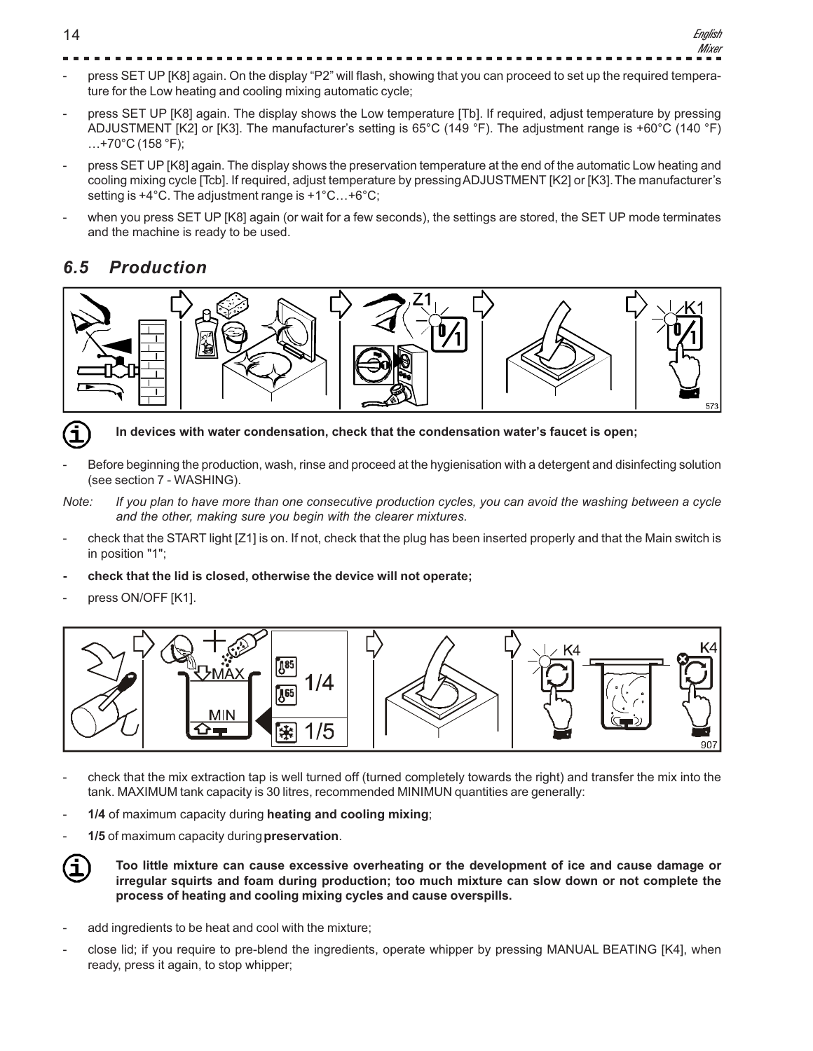- press SET UP [K8] again. On the display "P2" will flash, showing that you can proceed to set up the required temperature for the Low heating and cooling mixing automatic cycle;
- press SET UP [K8] again. The display shows the Low temperature [Tb]. If required, adjust temperature by pressing ADJUSTMENT [K2] or [K3]. The manufacturer's setting is 65°C (149 °F). The adjustment range is +60°C (140 °F) …+70°C (158 °F);
- press SET UP [K8] again. The display shows the preservation temperature at the end of the automatic Low heating and cooling mixing cycle [Tcb]. If required, adjust temperature by pressing ADJUSTMENT [K2] or [K3]. The manufacturer's setting is +4°C. The adjustment range is +1°C…+6°C;
- when you press SET UP [K8] again (or wait for a few seconds), the settings are stored, the SET UP mode terminates and the machine is ready to be used.

## *6.5 Production*

**In devices with water condensation, check that the condensation water's faucet is open;**

- Before beginning the production, wash, rinse and proceed at the hygienisation with a detergent and disinfecting solution (see section 7 - WASHING).

*Note: If you plan to have more than one consecutive production cycles, you can avoid the washing between a cycle and the other, making sure you begin with the clearer mixtures.*

- check that the START light [Z1] is on. If not, check that the plug has been inserted properly and that the Main switch is in position "1";
- **check that the lid is closed, otherwise the device will not operate;**
- press ON/OFF [K1].

- check that the mix extraction tap is well turned off (turned completely towards the right) and transfer the mix into the tank. MAXIMUM tank capacity is 30 litres, recommended MINIMUN quantities are generally:
- **1/4** of maximum capacity during **heating and cooling mixing**;
- **1/5** of maximum capacity during **preservation**.

**Too little mixture can cause excessive overheating or the development of ice and cause damage or irregular squirts and foam during production; too much mixture can slow down or not complete the process of heating and cooling mixing cycles and cause overspills.**

- add ingredients to be heat and cool with the mixture;
- close lid; if you require to pre-blend the ingredients, operate whipper by pressing MANUAL BEATING [K4], when ready, press it again, to stop whipper;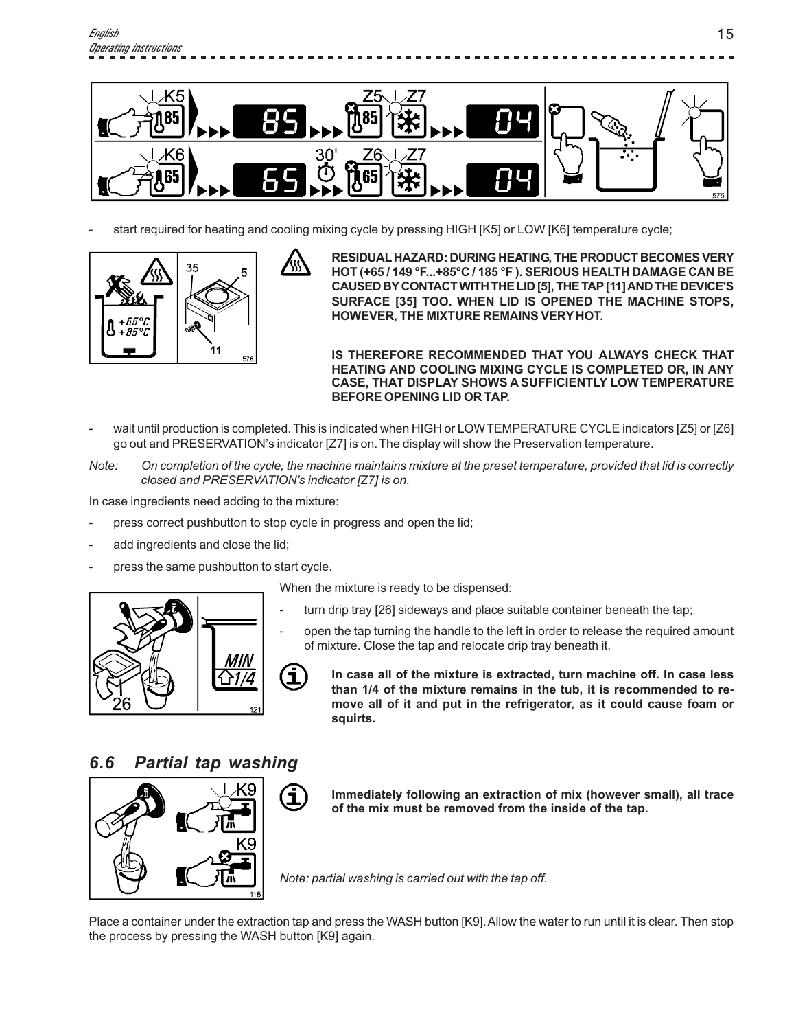- start required for heating and cooling mixing cycle by pressing HIGH [K5] or LOW [K6] temperature cycle;

**RESIDUAL HAZARD: DURING HEATING, THE PRODUCT BECOMES VERY HOT (+65 / 149 °F...+85°C / 185 °F ). SERIOUS HEALTH DAMAGE CAN BE CAUSED BY CONTACT WITH THE LID [5], THE TAP [11] AND THE DEVICE'S SURFACE [35] TOO. WHEN LID IS OPENED THE MACHINE STOPS, HOWEVER, THE MIXTURE REMAINS VERY HOT.**

**IS THEREFORE RECOMMENDED THAT YOU ALWAYS CHECK THAT HEATING AND COOLING MIXING CYCLE IS COMPLETED OR, IN ANY CASE, THAT DISPLAY SHOWS A SUFFICIENTLY LOW TEMPERATURE BEFORE OPENING LID OR TAP.**

- wait until production is completed. This is indicated when HIGH or LOW TEMPERATURE CYCLE indicators [Z5] or [Z6] go out and PRESERVATION's indicator [Z7] is on. The display will show the Preservation temperature.

*Note: On completion of the cycle, the machine maintains mixture at the preset temperature, provided that lid is correctly closed and PRESERVATION's indicator [Z7] is on.*

In case ingredients need adding to the mixture:

- press correct pushbutton to stop cycle in progress and open the lid;
- add ingredients and close the lid;
- press the same pushbutton to start cycle.

When the mixture is ready to be dispensed:

- turn drip tray [26] sideways and place suitable container beneath the tap;
- open the tap turning the handle to the left in order to release the required amount of mixture. Close the tap and relocate drip tray beneath it.

**In case all of the mixture is extracted, turn machine off. In case less than 1/4 of the mixture remains in the tub, it is recommended to remove all of it and put in the refrigerator, as it could cause foam or squirts.**

## 6.6 Partial tap washing

**Immediately following an extraction of mix (however small), all trace of the mix must be removed from the inside of the tap.**

*Note: partial washing is carried out with the tap off.*

Place a container under the extraction tap and press the WASH button [K9]. Allow the water to run until it is clear. Then stop the process by pressing the WASH button [K9] again.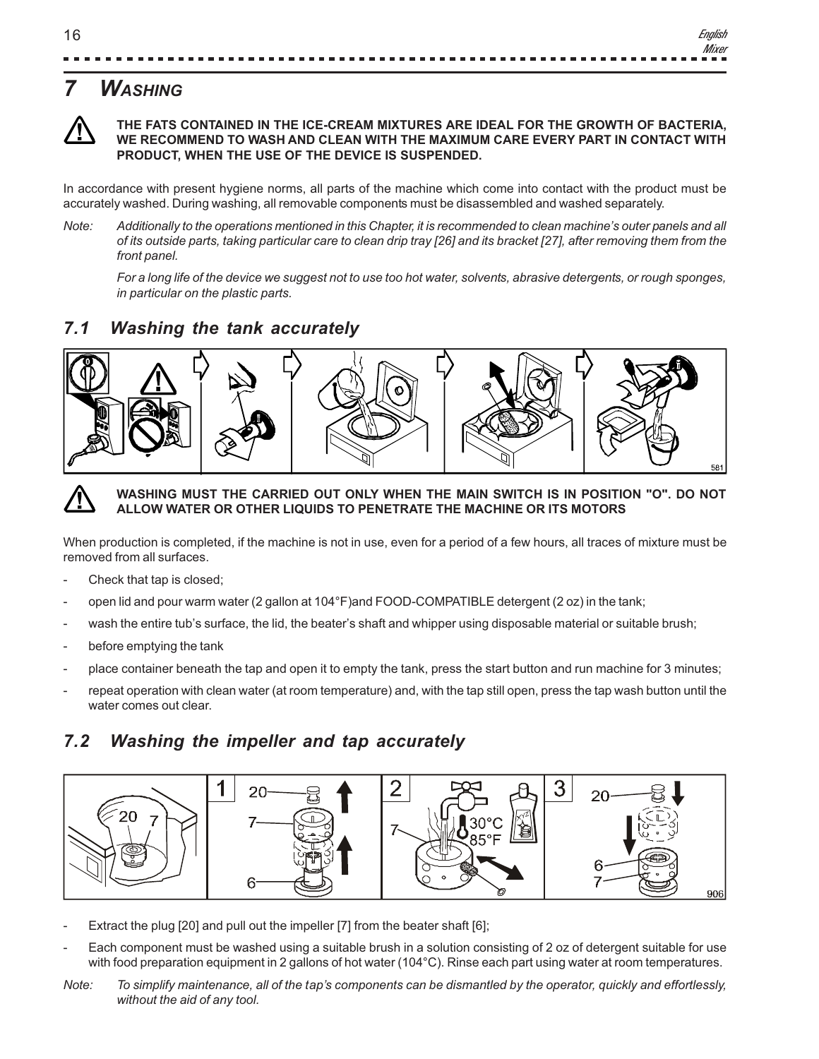# 7 WASHING

**THE FATS CONTAINED IN THE ICE-CREAM MIXTURES ARE IDEAL FOR THE GROWTH OF BACTERIA, WE RECOMMEND TO WASH AND CLEAN WITH THE MAXIMUM CARE EVERY PART IN CONTACT WITH PRODUCT, WHEN THE USE OF THE DEVICE IS SUSPENDED.**

In accordance with present hygiene norms, all parts of the machine which come into contact with the product must be accurately washed. During washing, all removable components must be disassembled and washed separately.

Note: *Additionally to the operations mentioned in this Chapter, it is recommended to clean machine's outer panels and all of its outside parts, taking particular care to clean drip tray [26] and its bracket [27], after removing them from the front panel.*

*For a long life of the device we suggest not to use too hot water, solvents, abrasive detergents, or rough sponges, in particular on the plastic parts.*

## 7.1 Washing the tank accurately

**WASHING MUST THE CARRIED OUT ONLY WHEN THE MAIN SWITCH IS IN POSITION "O". DO NOT ALLOW WATER OR OTHER LIQUIDS TO PENETRATE THE MACHINE OR ITS MOTORS**

When production is completed, if the machine is not in use, even for a period of a few hours, all traces of mixture must be removed from all surfaces.

- Check that tap is closed;
- open lid and pour warm water (2 gallon at 104°F)and FOOD-COMPATIBLE detergent (2 oz) in the tank;
- wash the entire tub's surface, the lid, the beater's shaft and whipper using disposable material or suitable brush;
- before emptying the tank
- place container beneath the tap and open it to empty the tank, press the start button and run machine for 3 minutes;
- repeat operation with clean water (at room temperature) and, with the tap still open, press the tap wash button until the water comes out clear.

## 7.2 Washing the impeller and tap accurately

- Extract the plug [20] and pull out the impeller [7] from the beater shaft [6];
- Each component must be washed using a suitable brush in a solution consisting of 2 oz of detergent suitable for use with food preparation equipment in 2 gallons of hot water (104°C). Rinse each part using water at room temperatures.

Note: *To simplify maintenance, all of the tap's components can be dismantled by the operator, quickly and effortlessly, without the aid of any tool.*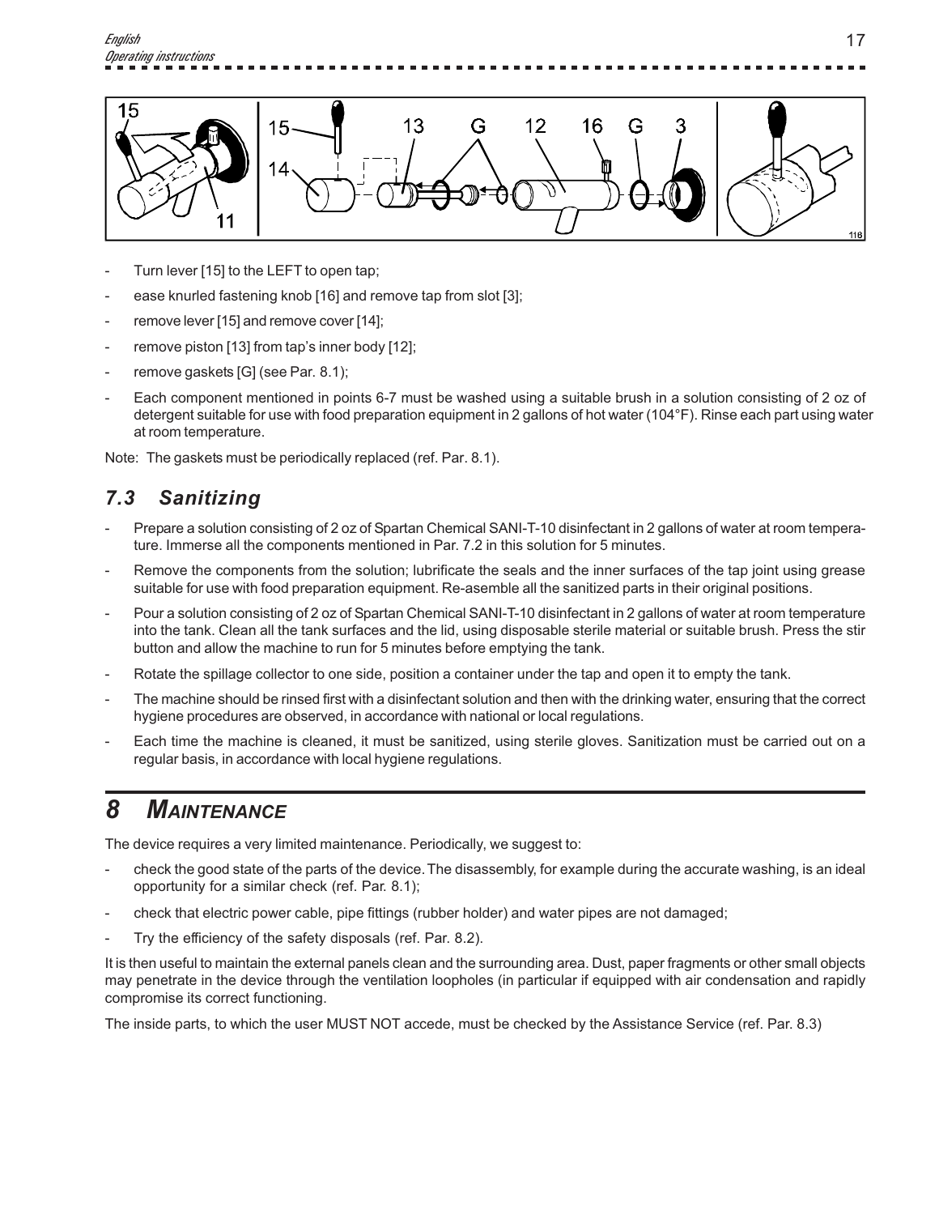- Turn lever [15] to the LEFT to open tap;
- ease knurled fastening knob [16] and remove tap from slot [3];
- remove lever [15] and remove cover [14];
- remove piston [13] from tap's inner body [12];
- remove gaskets [G] (see Par. 8.1);
- Each component mentioned in points 6-7 must be washed using a suitable brush in a solution consisting of 2 oz of detergent suitable for use with food preparation equipment in 2 gallons of hot water (104°F). Rinse each part using water at room temperature.

Note: The gaskets must be periodically replaced (ref. Par. 8.1).

## *7.3 Sanitizing*

- Prepare a solution consisting of 2 oz of Spartan Chemical SANI-T-10 disinfectant in 2 gallons of water at room temperature. Immerse all the components mentioned in Par. 7.2 in this solution for 5 minutes.
- Remove the components from the solution; lubrificate the seals and the inner surfaces of the tap joint using grease suitable for use with food preparation equipment. Re-asemble all the sanitized parts in their original positions.
- Pour a solution consisting of 2 oz of Spartan Chemical SANI-T-10 disinfectant in 2 gallons of water at room temperature into the tank. Clean all the tank surfaces and the lid, using disposable sterile material or suitable brush. Press the stir button and allow the machine to run for 5 minutes before emptying the tank.
- Rotate the spillage collector to one side, position a container under the tap and open it to empty the tank.
- The machine should be rinsed first with a disinfectant solution and then with the drinking water, ensuring that the correct hygiene procedures are observed, in accordance with national or local regulations.
- Each time the machine is cleaned, it must be sanitized, using sterile gloves. Sanitization must be carried out on a regular basis, in accordance with local hygiene regulations.

# *8 MAINTENANCE*

The device requires a very limited maintenance. Periodically, we suggest to:

- check the good state of the parts of the device. The disassembly, for example during the accurate washing, is an ideal opportunity for a similar check (ref. Par. 8.1);
- check that electric power cable, pipe fittings (rubber holder) and water pipes are not damaged;
- Try the efficiency of the safety disposals (ref. Par. 8.2).

It is then useful to maintain the external panels clean and the surrounding area. Dust, paper fragments or other small objects may penetrate in the device through the ventilation loopholes (in particular if equipped with air condensation and rapidly compromise its correct functioning.

The inside parts, to which the user MUST NOT accede, must be checked by the Assistance Service (ref. Par. 8.3)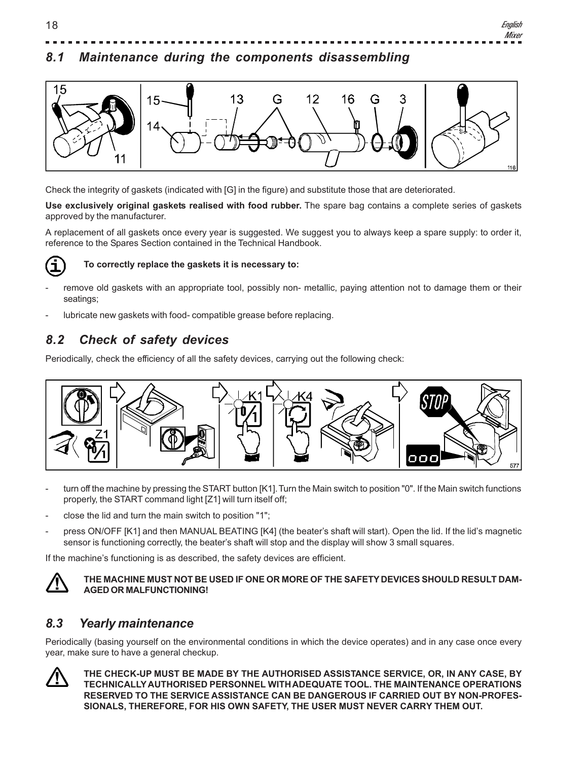## 8.1 Maintenance during the components disassembling

Check the integrity of gaskets (indicated with [G] in the figure) and substitute those that are deteriorated.

**Use exclusively original gaskets realised with food rubber.** The spare bag contains a complete series of gaskets approved by the manufacturer.

A replacement of all gaskets once every year is suggested. We suggest you to always keep a spare supply: to order it, reference to the Spares Section contained in the Technical Handbook.

**To correctly replace the gaskets it is necessary to:**

- remove old gaskets with an appropriate tool, possibly non- metallic, paying attention not to damage them or their seatings;
- lubricate new gaskets with food- compatible grease before replacing.

## 8.2 Check of safety devices

Periodically, check the efficiency of all the safety devices, carrying out the following check:

- turn off the machine by pressing the START button [K1]. Turn the Main switch to position "0". If the Main switch functions properly, the START command light [Z1] will turn itself off;
- close the lid and turn the main switch to position "1";
- press ON/OFF [K1] and then MANUAL BEATING [K4] (the beater's shaft will start). Open the lid. If the lid's magnetic sensor is functioning correctly, the beater's shaft will stop and the display will show 3 small squares.

If the machine's functioning is as described, the safety devices are efficient.

**THE MACHINE MUST NOT BE USED IF ONE OR MORE OF THE SAFETY DEVICES SHOULD RESULT DAMAGED OR MALFUNCTIONING!**

## 8.3 Yearly maintenance

Periodically (basing yourself on the environmental conditions in which the device operates) and in any case once every year, make sure to have a general checkup.

**THE CHECK-UP MUST BE MADE BY THE AUTHORISED ASSISTANCE SERVICE, OR, IN ANY CASE, BY TECHNICALLY AUTHORISED PERSONNEL WITH ADEQUATE TOOL. THE MAINTENANCE OPERATIONS RESERVED TO THE SERVICE ASSISTANCE CAN BE DANGEROUS IF CARRIED OUT BY NON-PROFESSIONALS, THEREFORE, FOR HIS OWN SAFETY, THE USER MUST NEVER CARRY THEM OUT.**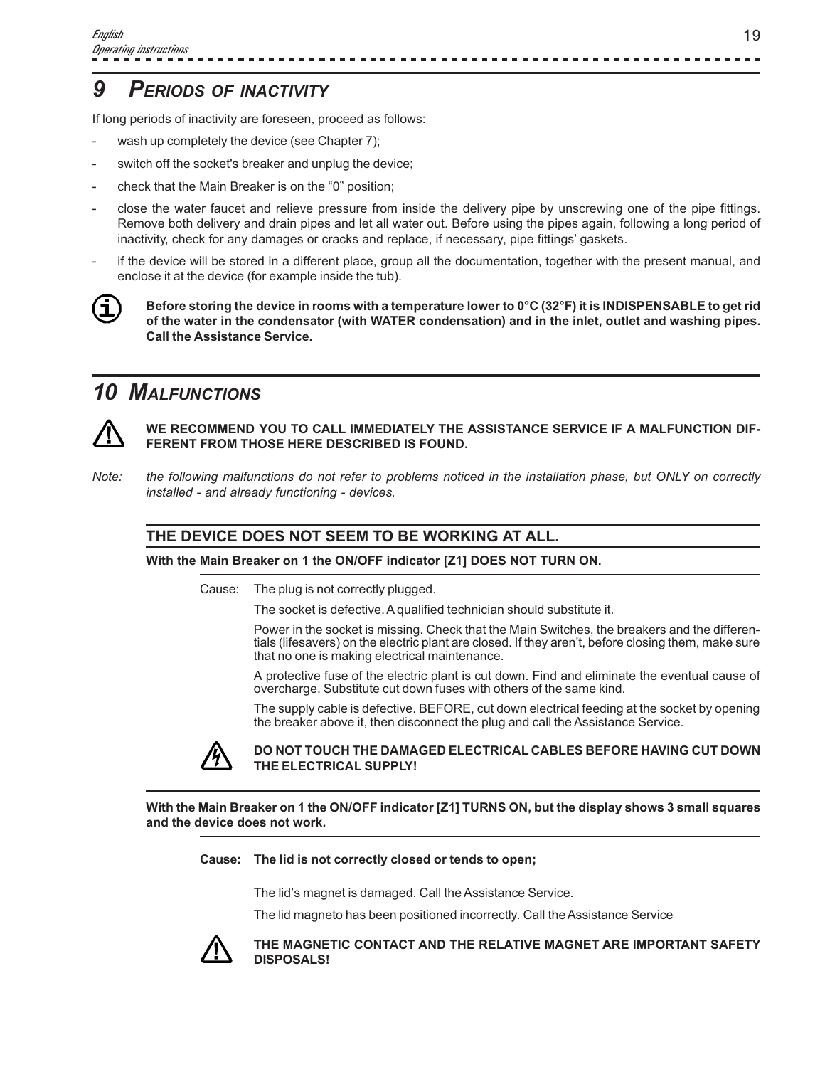# 9 PERIODS OF INACTIVITY

If long periods of inactivity are foreseen, proceed as follows:

- wash up completely the device (see Chapter 7);
- switch off the socket's breaker and unplug the device;
- check that the Main Breaker is on the "0" position;
- close the water faucet and relieve pressure from inside the delivery pipe by unscrewing one of the pipe fittings. Remove both delivery and drain pipes and let all water out. Before using the pipes again, following a long period of inactivity, check for any damages or cracks and replace, if necessary, pipe fittings' gaskets.
- if the device will be stored in a different place, group all the documentation, together with the present manual, and enclose it at the device (for example inside the tub).

**Before storing the device in rooms with a temperature lower to 0°C (32°F) it is INDISPENSABLE to get rid of the water in the condensator (with WATER condensation) and in the inlet, outlet and washing pipes. Call the Assistance Service.**

# 10 MALFUNCTIONS

**WE RECOMMEND YOU TO CALL IMMEDIATELY THE ASSISTANCE SERVICE IF A MALFUNCTION DIFFERENT FROM THOSE HERE DESCRIBED IS FOUND.**

*Note: the following malfunctions do not refer to problems noticed in the installation phase, but ONLY on correctly installed - and already functioning - devices.*

## THE DEVICE DOES NOT SEEM TO BE WORKING AT ALL.

**With the Main Breaker on 1 the ON/OFF indicator [Z1] DOES NOT TURN ON.**

Cause: The plug is not correctly plugged.

The socket is defective. A qualified technician should substitute it.

Power in the socket is missing. Check that the Main Switches, the breakers and the differentials (lifesavers) on the electric plant are closed. If they aren't, before closing them, make sure that no one is making electrical maintenance.

A protective fuse of the electric plant is cut down. Find and eliminate the eventual cause of overcharge. Substitute cut down fuses with others of the same kind.

The supply cable is defective. BEFORE, cut down electrical feeding at the socket by opening the breaker above it, then disconnect the plug and call the Assistance Service.

**DO NOT TOUCH THE DAMAGED ELECTRICAL CABLES BEFORE HAVING CUT DOWN THE ELECTRICAL SUPPLY!**

**With the Main Breaker on 1 the ON/OFF indicator [Z1] TURNS ON, but the display shows 3 small squares and the device does not work.**

**Cause: The lid is not correctly closed or tends to open;**

The lid's magnet is damaged. Call the Assistance Service.

The lid magneto has been positioned incorrectly. Call the Assistance Service

**THE MAGNETIC CONTACT AND THE RELATIVE MAGNET ARE IMPORTANT SAFETY DISPOSALS!**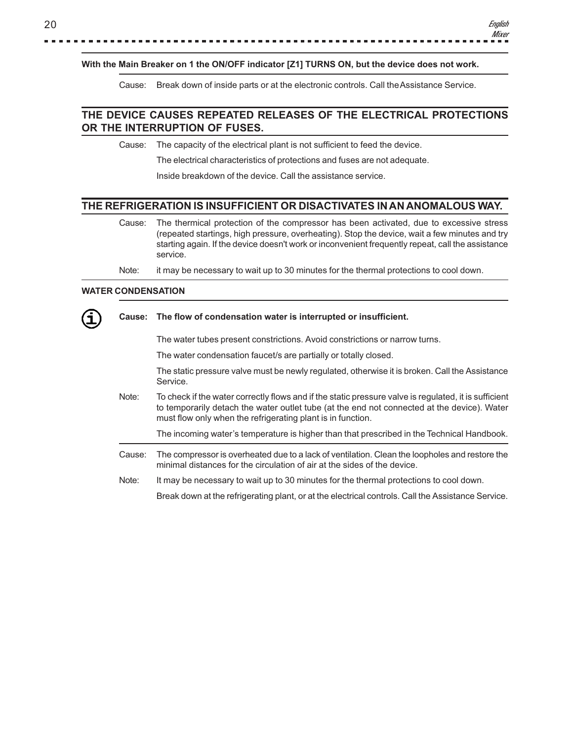**With the Main Breaker on 1 the ON/OFF indicator [Z1] TURNS ON, but the device does not work.**

Cause: Break down of inside parts or at the electronic controls. Call the Assistance Service.

## THE DEVICE CAUSES REPEATED RELEASES OF THE ELECTRICAL PROTECTIONS OR THE INTERRUPTION OF FUSES.

Cause: The capacity of the electrical plant is not sufficient to feed the device.

The electrical characteristics of protections and fuses are not adequate.

Inside breakdown of the device. Call the assistance service.

## THE REFRIGERATION IS INSUFFICIENT OR DISACTIVATES IN AN ANOMALOUS WAY.

Cause: The thermical protection of the compressor has been activated, due to excessive stress (repeated startings, high pressure, overheating). Stop the device, wait a few minutes and try starting again. If the device doesn't work or inconvenient frequently repeat, call the assistance service.

Note: it may be necessary to wait up to 30 minutes for the thermal protections to cool down.

**WATER CONDENSATION**

**Cause: The flow of condensation water is interrupted or insufficient.**

The water tubes present constrictions. Avoid constrictions or narrow turns.

The water condensation faucet/s are partially or totally closed.

The static pressure valve must be newly regulated, otherwise it is broken. Call the Assistance Service.

Note: To check if the water correctly flows and if the static pressure valve is regulated, it is sufficient to temporarily detach the water outlet tube (at the end not connected at the device). Water must flow only when the refrigerating plant is in function.

The incoming water's temperature is higher than that prescribed in the Technical Handbook.

Cause: The compressor is overheated due to a lack of ventilation. Clean the loopholes and restore the minimal distances for the circulation of air at the sides of the device.

Note: It may be necessary to wait up to 30 minutes for the thermal protections to cool down.

Break down at the refrigerating plant, or at the electrical controls. Call the Assistance Service.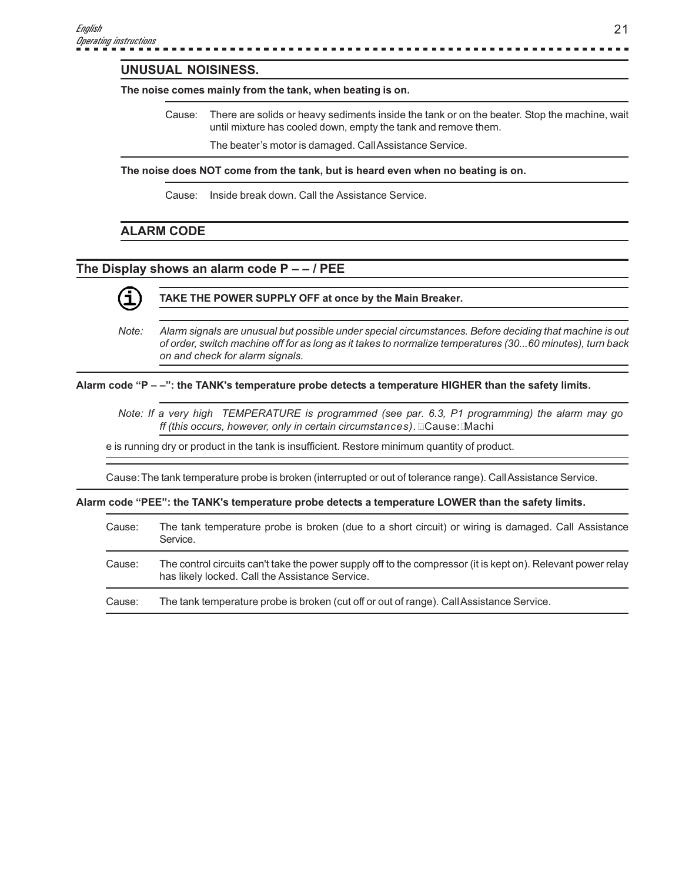## UNUSUAL NOISINESS.

**The noise comes mainly from the tank, when beating is on.**

Cause: There are solids or heavy sediments inside the tank or on the beater. Stop the machine, wait until mixture has cooled down, empty the tank and remove them.

The beater's motor is damaged. Call Assistance Service.

**The noise does NOT come from the tank, but is heard even when no beating is on.**

Cause: Inside break down. Call the Assistance Service.

## ALARM CODE

### The Display shows an alarm code P – – / PEE

**TAKE THE POWER SUPPLY OFF at once by the Main Breaker.**

*Note: Alarm signals are unusual but possible under special circumstances. Before deciding that machine is out of order, switch machine off for as long as it takes to normalize temperatures (30...60 minutes), turn back on and check for alarm signals.*

**Alarm code "P – –": the TANK's temperature probe detects a temperature HIGHER than the safety limits.**

*Note: If a very high TEMPERATURE is programmed (see par. 6.3, P1 programming) the alarm may go ff (this occurs, however, only in certain circumstances).* Cause: Machi

e is running dry or product in the tank is insufficient. Restore minimum quantity of product.

Cause: The tank temperature probe is broken (interrupted or out of tolerance range). Call Assistance Service.

**Alarm code "PEE": the TANK's temperature probe detects a temperature LOWER than the safety limits.**

Cause: The tank temperature probe is broken (due to a short circuit) or wiring is damaged. Call Assistance Service.

Cause: The control circuits can't take the power supply off to the compressor (it is kept on). Relevant power relay has likely locked. Call the Assistance Service.

Cause: The tank temperature probe is broken (cut off or out of range). Call Assistance Service.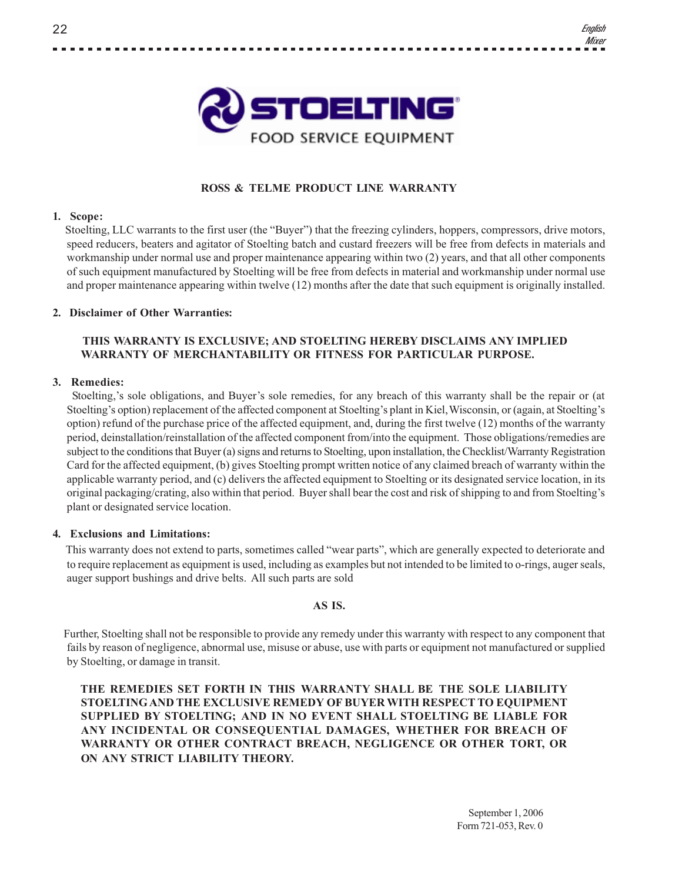**STOELTING**
FOOD SERVICE EQUIPMENT

## ROSS & TELME PRODUCT LINE WARRANTY

**1. Scope:**

Stoelting, LLC warrants to the first user (the "Buyer") that the freezing cylinders, hoppers, compressors, drive motors, speed reducers, beaters and agitator of Stoelting batch and custard freezers will be free from defects in materials and workmanship under normal use and proper maintenance appearing within two (2) years, and that all other components of such equipment manufactured by Stoelting will be free from defects in material and workmanship under normal use and proper maintenance appearing within twelve (12) months after the date that such equipment is originally installed.

**2. Disclaimer of Other Warranties:**

**THIS WARRANTY IS EXCLUSIVE; AND STOELTING HEREBY DISCLAIMS ANY IMPLIED WARRANTY OF MERCHANTABILITY OR FITNESS FOR PARTICULAR PURPOSE.**

**3. Remedies:**

Stoelting,'s sole obligations, and Buyer's sole remedies, for any breach of this warranty shall be the repair or (at Stoelting's option) replacement of the affected component at Stoelting's plant in Kiel, Wisconsin, or (again, at Stoelting's option) refund of the purchase price of the affected equipment, and, during the first twelve (12) months of the warranty period, deinstallation/reinstallation of the affected component from/into the equipment. Those obligations/remedies are subject to the conditions that Buyer (a) signs and returns to Stoelting, upon installation, the Checklist/Warranty Registration Card for the affected equipment, (b) gives Stoelting prompt written notice of any claimed breach of warranty within the applicable warranty period, and (c) delivers the affected equipment to Stoelting or its designated service location, in its original packaging/crating, also within that period. Buyer shall bear the cost and risk of shipping to and from Stoelting's plant or designated service location.

**4. Exclusions and Limitations:**

This warranty does not extend to parts, sometimes called "wear parts", which are generally expected to deteriorate and to require replacement as equipment is used, including as examples but not intended to be limited to o-rings, auger seals, auger support bushings and drive belts. All such parts are sold

**AS IS.**

Further, Stoelting shall not be responsible to provide any remedy under this warranty with respect to any component that fails by reason of negligence, abnormal use, misuse or abuse, use with parts or equipment not manufactured or supplied by Stoelting, or damage in transit.

**THE REMEDIES SET FORTH IN THIS WARRANTY SHALL BE THE SOLE LIABILITY STOELTING AND THE EXCLUSIVE REMEDY OF BUYER WITH RESPECT TO EQUIPMENT SUPPLIED BY STOELTING; AND IN NO EVENT SHALL STOELTING BE LIABLE FOR ANY INCIDENTAL OR CONSEQUENTIAL DAMAGES, WHETHER FOR BREACH OF WARRANTY OR OTHER CONTRACT BREACH, NEGLIGENCE OR OTHER TORT, OR ON ANY STRICT LIABILITY THEORY.**

September 1, 2006
Form 721-053, Rev. 0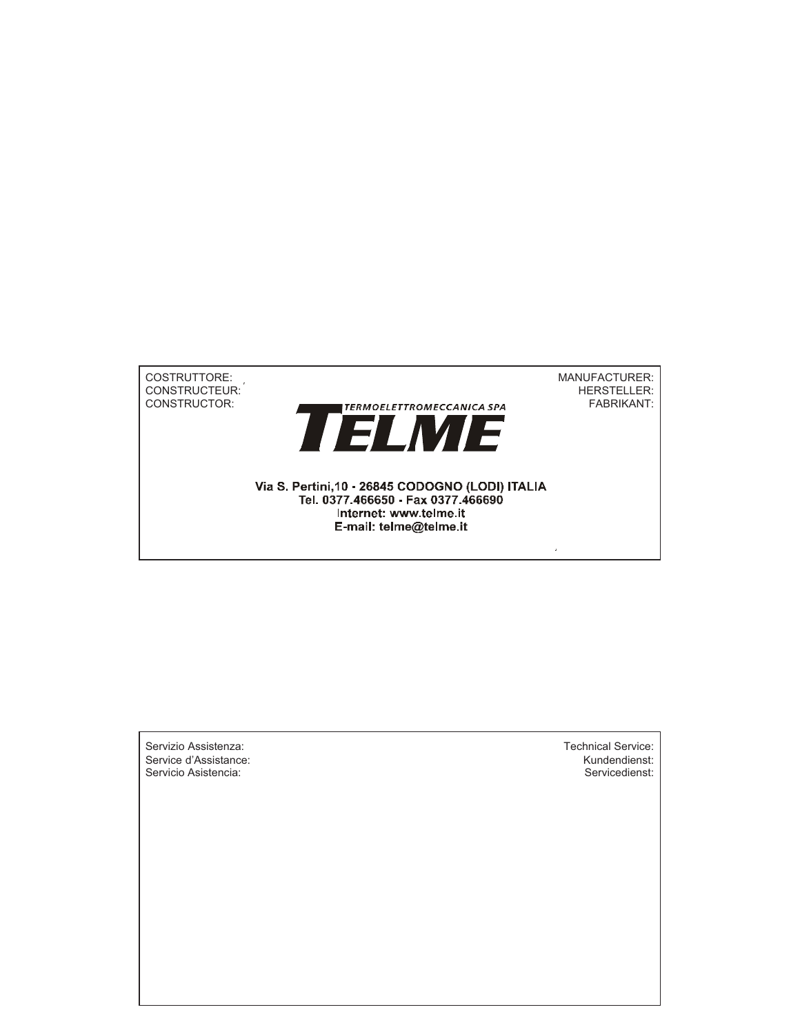COSTRUTTORE:
CONSTRUCTEUR:
CONSTRUCTOR:

MANUFACTURER:
HERSTELLER:
FABRIKANT:

TERMOELETTROMECCANICA SPA

**TELME**

**Via S. Pertini,10 - 26845 CODOGNO (LODI) ITALIA**
**Tel. 0377.466650 - Fax 0377.466690**
**Internet: www.telme.it**
**E-mail: telme@telme.it**

Servizio Assistenza:
Service d'Assistance:
Servicio Asistencia:

Technical Service:
Kundendienst:
Servicedienst: